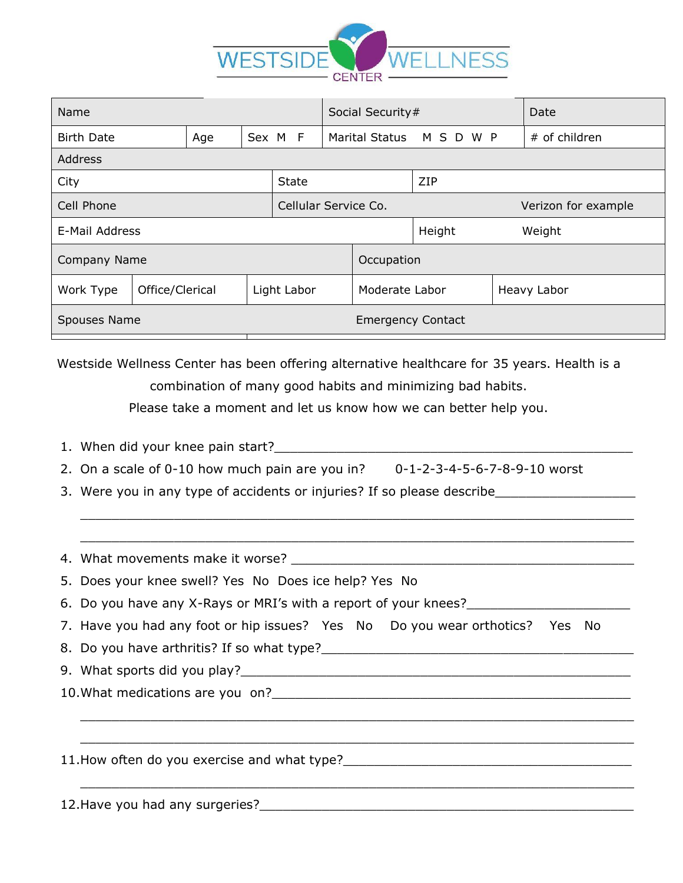# WESTSIDE WELLNESS CENTER

| Name | | | | Social Security# | | Date |
|---|---|---|---|---|---|---|
| Birth Date | Age | Sex M F | | Marital Status M S D W P | | # of children |
| Address | | | | | | |
| City | | State | | ZIP | | |
| Cell Phone | | Cellular Service Co. | | | | Verizon for example |
| E-Mail Address | | | | Height | | Weight |
| Company Name | | | | Occupation | | |
| Work Type | Office/Clerical | Light Labor | | Moderate Labor | | Heavy Labor |
| Spouses Name | | | | Emergency Contact | | |

Westside Wellness Center has been offering alternative healthcare for 35 years. Health is a combination of many good habits and minimizing bad habits.
Please take a moment and let us know how we can better help you.

1. When did your knee pain start?_______________________________________________
2. On a scale of 0-10 how much pain are you in? 0-1-2-3-4-5-6-7-8-9-10 worst
3. Were you in any type of accidents or injuries? If so please describe__________________
   ____________________________________________________________________
   ____________________________________________________________________
4. What movements make it worse? _____________________________________________
5. Does your knee swell? Yes No Does ice help? Yes No
6. Do you have any X-Rays or MRI's with a report of your knees?______________________
7. Have you had any foot or hip issues? Yes No Do you wear orthotics? Yes No
8. Do you have arthritis? If so what type?_________________________________________
9. What sports did you play?_________________________________________________
10. What medications are you on?______________________________________________
    ____________________________________________________________________
    ____________________________________________________________________
11. How often do you exercise and what type?_____________________________________
    ____________________________________________________________________
12. Have you had any surgeries?_______________________________________________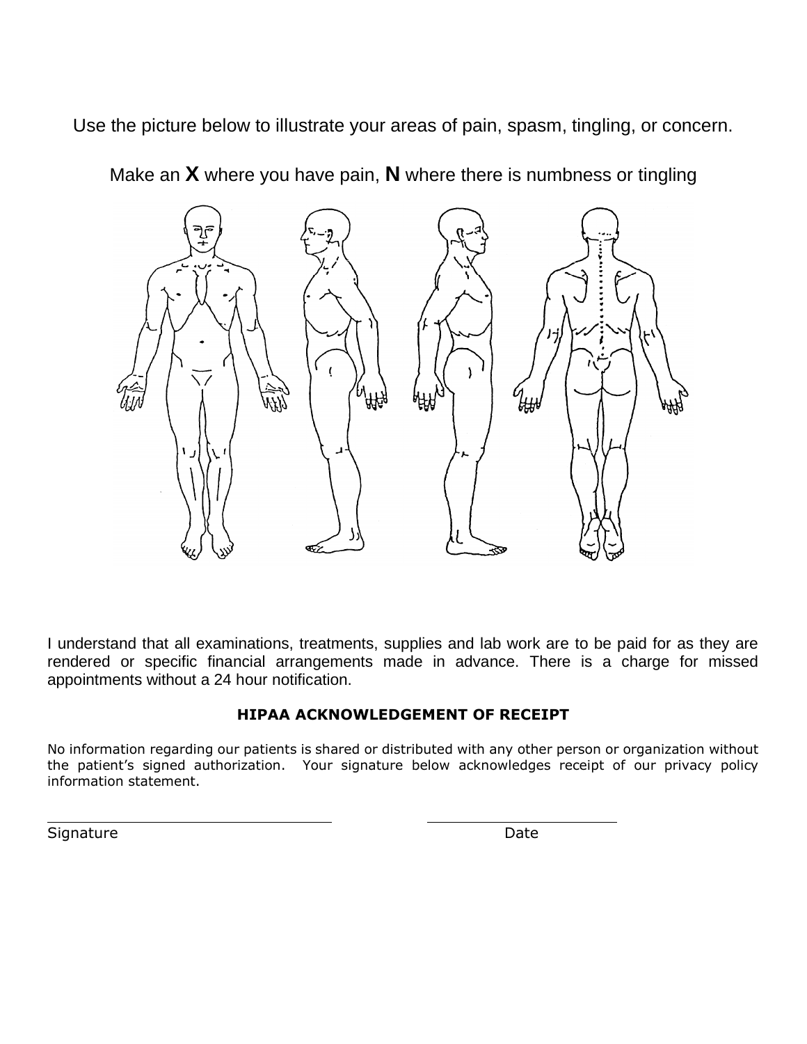Use the picture below to illustrate your areas of pain, spasm, tingling, or concern.

Make an **X** where you have pain, **N** where there is numbness or tingling

I understand that all examinations, treatments, supplies and lab work are to be paid for as they are rendered or specific financial arrangements made in advance. There is a charge for missed appointments without a 24 hour notification.

**HIPAA ACKNOWLEDGEMENT OF RECEIPT**

No information regarding our patients is shared or distributed with any other person or organization without the patient's signed authorization. Your signature below acknowledges receipt of our privacy policy information statement.

\_\_\_\_\_\_\_\_\_\_\_\_\_\_\_\_\_\_\_\_\_\_\_\_\_\_\_\_\_\_\_\_\_\_\_\_\_\_ \_\_\_\_\_\_\_\_\_\_\_\_\_\_\_\_\_\_\_\_\_\_\_\_\_\_\_

Signature Date